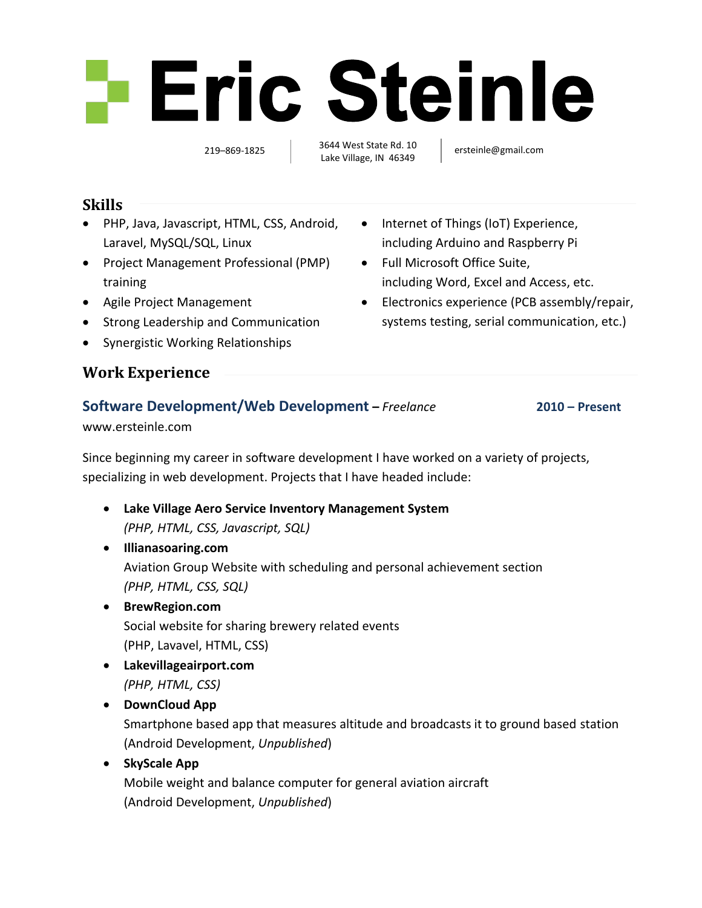# Eric Steinle

219–869-1825 | 3644 West State Rd. 10  
Lake Village, IN 46349 | ersteinle@gmail.com

## Skills

- PHP, Java, Javascript, HTML, CSS, Android, Laravel, MySQL/SQL, Linux
- Project Management Professional (PMP) training
- Agile Project Management
- Strong Leadership and Communication
- Synergistic Working Relationships
- Internet of Things (IoT) Experience, including Arduino and Raspberry Pi
- Full Microsoft Office Suite, including Word, Excel and Access, etc.
- Electronics experience (PCB assembly/repair, systems testing, serial communication, etc.)

## Work Experience

### Software Development/Web Development – *Freelance* — 2010 – Present

www.ersteinle.com

Since beginning my career in software development I have worked on a variety of projects, specializing in web development. Projects that I have headed include:

- **Lake Village Aero Service Inventory Management System**  
  *(PHP, HTML, CSS, Javascript, SQL)*
- **Illianasoaring.com**  
  Aviation Group Website with scheduling and personal achievement section  
  *(PHP, HTML, CSS, SQL)*
- **BrewRegion.com**  
  Social website for sharing brewery related events  
  (PHP, Lavavel, HTML, CSS)
- **Lakevillageairport.com**  
  *(PHP, HTML, CSS)*
- **DownCloud App**  
  Smartphone based app that measures altitude and broadcasts it to ground based station  
  (Android Development, *Unpublished*)
- **SkyScale App**  
  Mobile weight and balance computer for general aviation aircraft  
  (Android Development, *Unpublished*)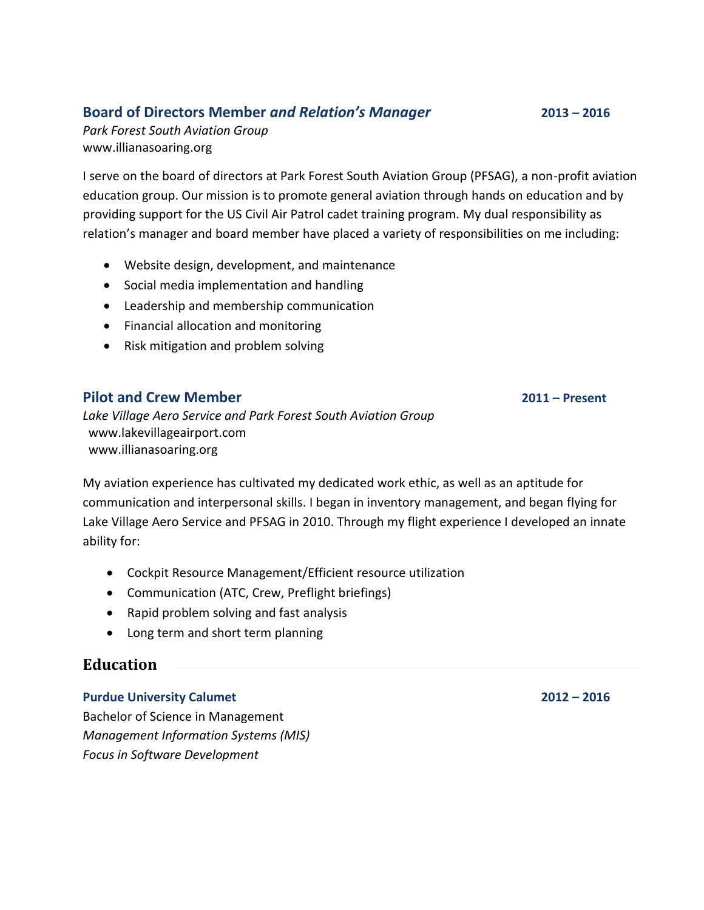### **Board of Directors Member *and Relation's Manager*** **2013 – 2016**

*Park Forest South Aviation Group*
www.illianasoaring.org

I serve on the board of directors at Park Forest South Aviation Group (PFSAG), a non-profit aviation education group. Our mission is to promote general aviation through hands on education and by providing support for the US Civil Air Patrol cadet training program. My dual responsibility as relation's manager and board member have placed a variety of responsibilities on me including:

- Website design, development, and maintenance
- Social media implementation and handling
- Leadership and membership communication
- Financial allocation and monitoring
- Risk mitigation and problem solving

### **Pilot and Crew Member** **2011 – Present**

*Lake Village Aero Service and Park Forest South Aviation Group*
www.lakevillageairport.com
www.illianasoaring.org

My aviation experience has cultivated my dedicated work ethic, as well as an aptitude for communication and interpersonal skills. I began in inventory management, and began flying for Lake Village Aero Service and PFSAG in 2010. Through my flight experience I developed an innate ability for:

- Cockpit Resource Management/Efficient resource utilization
- Communication (ATC, Crew, Preflight briefings)
- Rapid problem solving and fast analysis
- Long term and short term planning

## Education

**Purdue University Calumet** **2012 – 2016**

Bachelor of Science in Management
*Management Information Systems (MIS)*
*Focus in Software Development*